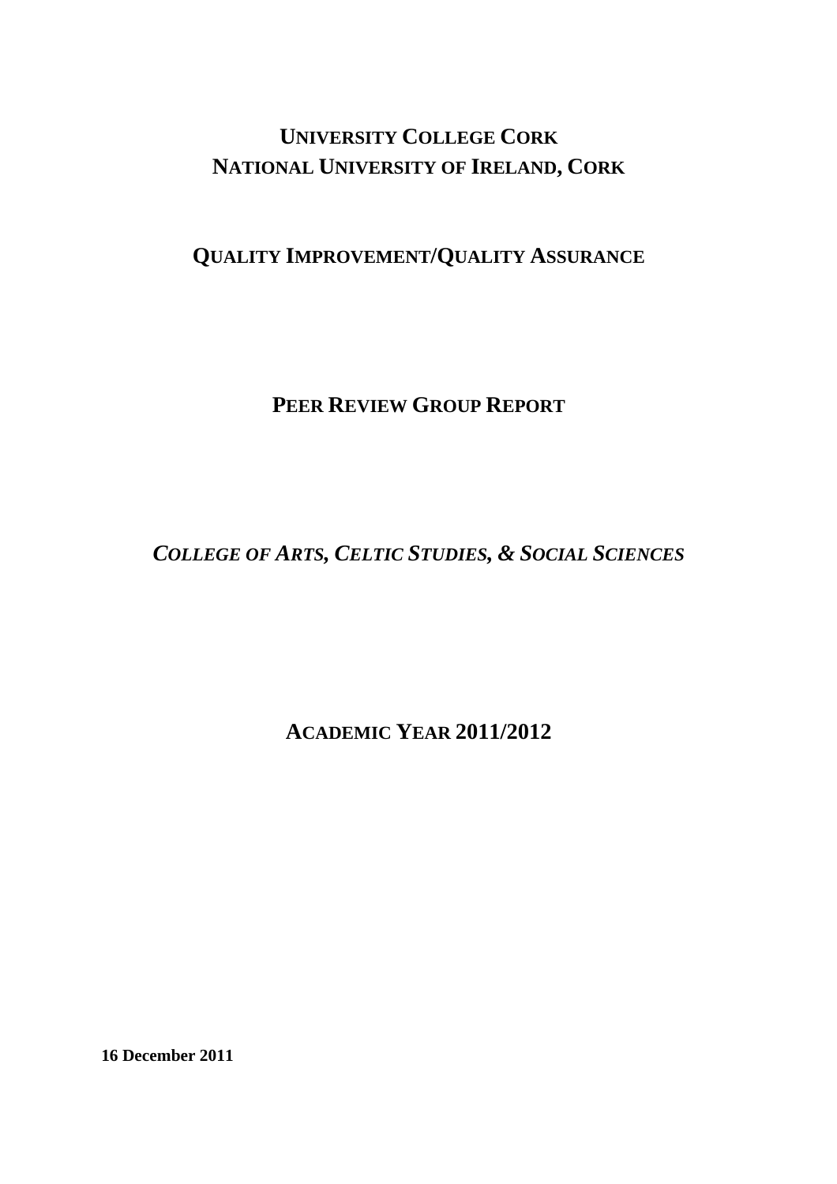# UNIVERSITY COLLEGE CORK
# NATIONAL UNIVERSITY OF IRELAND, CORK

## QUALITY IMPROVEMENT/QUALITY ASSURANCE

## PEER REVIEW GROUP REPORT

## *COLLEGE OF ARTS, CELTIC STUDIES, & SOCIAL SCIENCES*

## ACADEMIC YEAR 2011/2012

**16 December 2011**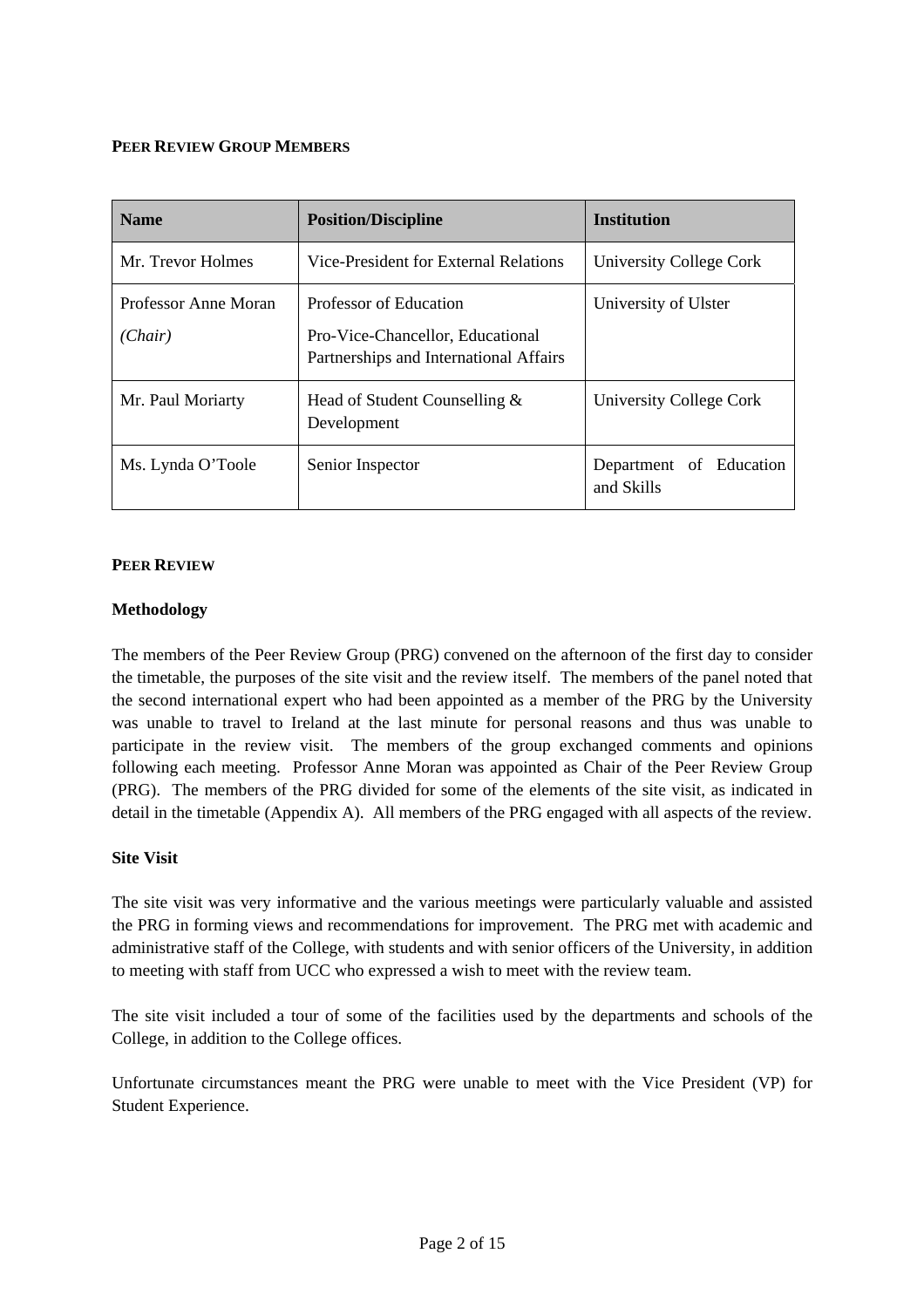**PEER REVIEW GROUP MEMBERS**

| Name | Position/Discipline | Institution |
|---|---|---|
| Mr. Trevor Holmes | Vice-President for External Relations | University College Cork |
| Professor Anne Moran *(Chair)* | Professor of Education<br>Pro-Vice-Chancellor, Educational Partnerships and International Affairs | University of Ulster |
| Mr. Paul Moriarty | Head of Student Counselling & Development | University College Cork |
| Ms. Lynda O'Toole | Senior Inspector | Department of Education and Skills |

**PEER REVIEW**

**Methodology**

The members of the Peer Review Group (PRG) convened on the afternoon of the first day to consider the timetable, the purposes of the site visit and the review itself. The members of the panel noted that the second international expert who had been appointed as a member of the PRG by the University was unable to travel to Ireland at the last minute for personal reasons and thus was unable to participate in the review visit. The members of the group exchanged comments and opinions following each meeting. Professor Anne Moran was appointed as Chair of the Peer Review Group (PRG). The members of the PRG divided for some of the elements of the site visit, as indicated in detail in the timetable (Appendix A). All members of the PRG engaged with all aspects of the review.

**Site Visit**

The site visit was very informative and the various meetings were particularly valuable and assisted the PRG in forming views and recommendations for improvement. The PRG met with academic and administrative staff of the College, with students and with senior officers of the University, in addition to meeting with staff from UCC who expressed a wish to meet with the review team.

The site visit included a tour of some of the facilities used by the departments and schools of the College, in addition to the College offices.

Unfortunate circumstances meant the PRG were unable to meet with the Vice President (VP) for Student Experience.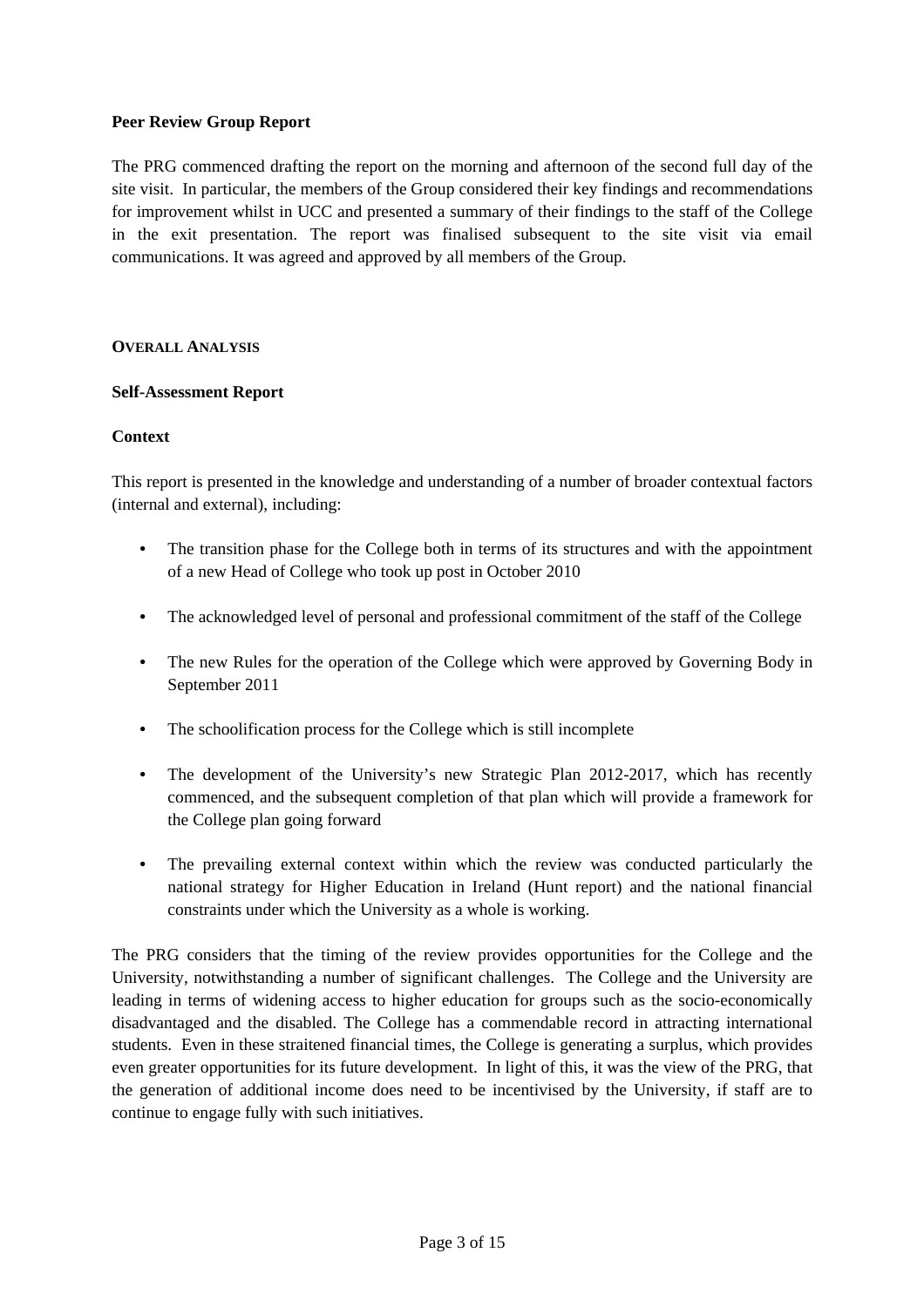**Peer Review Group Report**

The PRG commenced drafting the report on the morning and afternoon of the second full day of the site visit. In particular, the members of the Group considered their key findings and recommendations for improvement whilst in UCC and presented a summary of their findings to the staff of the College in the exit presentation. The report was finalised subsequent to the site visit via email communications. It was agreed and approved by all members of the Group.

## OVERALL ANALYSIS

### Self-Assessment Report

#### Context

This report is presented in the knowledge and understanding of a number of broader contextual factors (internal and external), including:

- The transition phase for the College both in terms of its structures and with the appointment of a new Head of College who took up post in October 2010
- The acknowledged level of personal and professional commitment of the staff of the College
- The new Rules for the operation of the College which were approved by Governing Body in September 2011
- The schoolification process for the College which is still incomplete
- The development of the University's new Strategic Plan 2012-2017, which has recently commenced, and the subsequent completion of that plan which will provide a framework for the College plan going forward
- The prevailing external context within which the review was conducted particularly the national strategy for Higher Education in Ireland (Hunt report) and the national financial constraints under which the University as a whole is working.

The PRG considers that the timing of the review provides opportunities for the College and the University, notwithstanding a number of significant challenges. The College and the University are leading in terms of widening access to higher education for groups such as the socio-economically disadvantaged and the disabled. The College has a commendable record in attracting international students. Even in these straitened financial times, the College is generating a surplus, which provides even greater opportunities for its future development. In light of this, it was the view of the PRG, that the generation of additional income does need to be incentivised by the University, if staff are to continue to engage fully with such initiatives.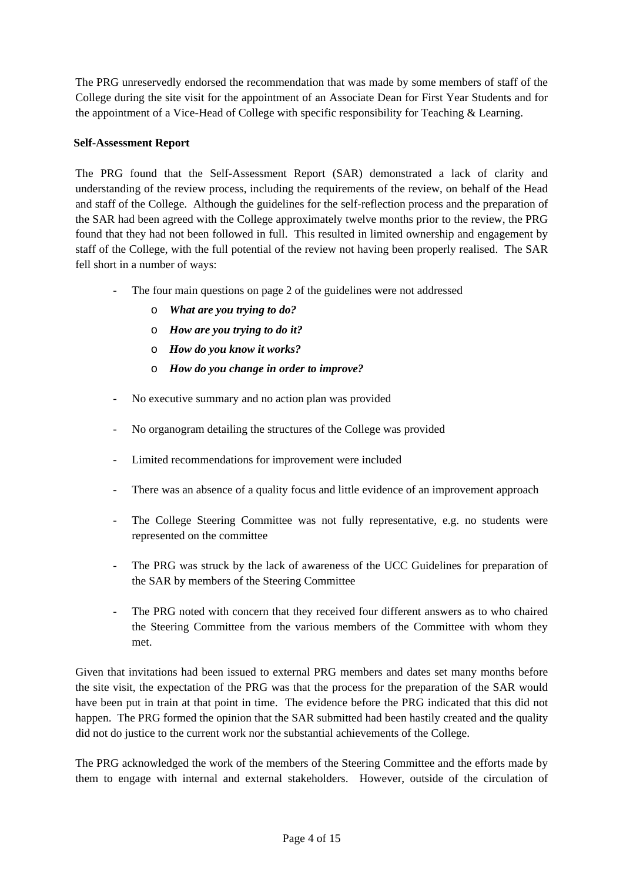The PRG unreservedly endorsed the recommendation that was made by some members of staff of the College during the site visit for the appointment of an Associate Dean for First Year Students and for the appointment of a Vice-Head of College with specific responsibility for Teaching & Learning.

**Self-Assessment Report**

The PRG found that the Self-Assessment Report (SAR) demonstrated a lack of clarity and understanding of the review process, including the requirements of the review, on behalf of the Head and staff of the College. Although the guidelines for the self-reflection process and the preparation of the SAR had been agreed with the College approximately twelve months prior to the review, the PRG found that they had not been followed in full. This resulted in limited ownership and engagement by staff of the College, with the full potential of the review not having been properly realised. The SAR fell short in a number of ways:

- The four main questions on page 2 of the guidelines were not addressed
  - ***What are you trying to do?***
  - ***How are you trying to do it?***
  - ***How do you know it works?***
  - ***How do you change in order to improve?***
- No executive summary and no action plan was provided
- No organogram detailing the structures of the College was provided
- Limited recommendations for improvement were included
- There was an absence of a quality focus and little evidence of an improvement approach
- The College Steering Committee was not fully representative, e.g. no students were represented on the committee
- The PRG was struck by the lack of awareness of the UCC Guidelines for preparation of the SAR by members of the Steering Committee
- The PRG noted with concern that they received four different answers as to who chaired the Steering Committee from the various members of the Committee with whom they met.

Given that invitations had been issued to external PRG members and dates set many months before the site visit, the expectation of the PRG was that the process for the preparation of the SAR would have been put in train at that point in time. The evidence before the PRG indicated that this did not happen. The PRG formed the opinion that the SAR submitted had been hastily created and the quality did not do justice to the current work nor the substantial achievements of the College.

The PRG acknowledged the work of the members of the Steering Committee and the efforts made by them to engage with internal and external stakeholders. However, outside of the circulation of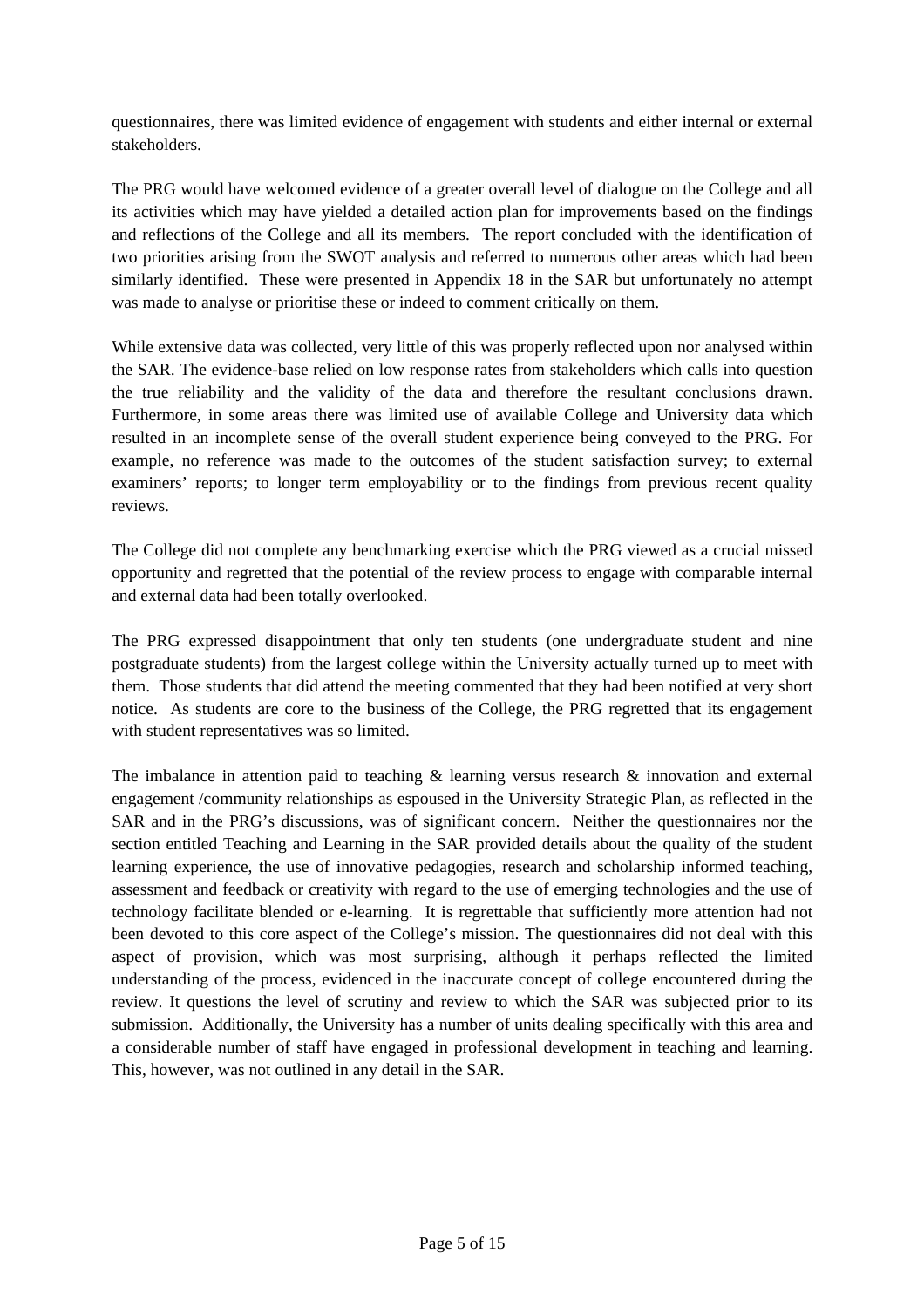questionnaires, there was limited evidence of engagement with students and either internal or external stakeholders.

The PRG would have welcomed evidence of a greater overall level of dialogue on the College and all its activities which may have yielded a detailed action plan for improvements based on the findings and reflections of the College and all its members. The report concluded with the identification of two priorities arising from the SWOT analysis and referred to numerous other areas which had been similarly identified. These were presented in Appendix 18 in the SAR but unfortunately no attempt was made to analyse or prioritise these or indeed to comment critically on them.

While extensive data was collected, very little of this was properly reflected upon nor analysed within the SAR. The evidence-base relied on low response rates from stakeholders which calls into question the true reliability and the validity of the data and therefore the resultant conclusions drawn. Furthermore, in some areas there was limited use of available College and University data which resulted in an incomplete sense of the overall student experience being conveyed to the PRG. For example, no reference was made to the outcomes of the student satisfaction survey; to external examiners' reports; to longer term employability or to the findings from previous recent quality reviews.

The College did not complete any benchmarking exercise which the PRG viewed as a crucial missed opportunity and regretted that the potential of the review process to engage with comparable internal and external data had been totally overlooked.

The PRG expressed disappointment that only ten students (one undergraduate student and nine postgraduate students) from the largest college within the University actually turned up to meet with them. Those students that did attend the meeting commented that they had been notified at very short notice. As students are core to the business of the College, the PRG regretted that its engagement with student representatives was so limited.

The imbalance in attention paid to teaching & learning versus research & innovation and external engagement /community relationships as espoused in the University Strategic Plan, as reflected in the SAR and in the PRG's discussions, was of significant concern. Neither the questionnaires nor the section entitled Teaching and Learning in the SAR provided details about the quality of the student learning experience, the use of innovative pedagogies, research and scholarship informed teaching, assessment and feedback or creativity with regard to the use of emerging technologies and the use of technology facilitate blended or e-learning. It is regrettable that sufficiently more attention had not been devoted to this core aspect of the College's mission. The questionnaires did not deal with this aspect of provision, which was most surprising, although it perhaps reflected the limited understanding of the process, evidenced in the inaccurate concept of college encountered during the review. It questions the level of scrutiny and review to which the SAR was subjected prior to its submission. Additionally, the University has a number of units dealing specifically with this area and a considerable number of staff have engaged in professional development in teaching and learning. This, however, was not outlined in any detail in the SAR.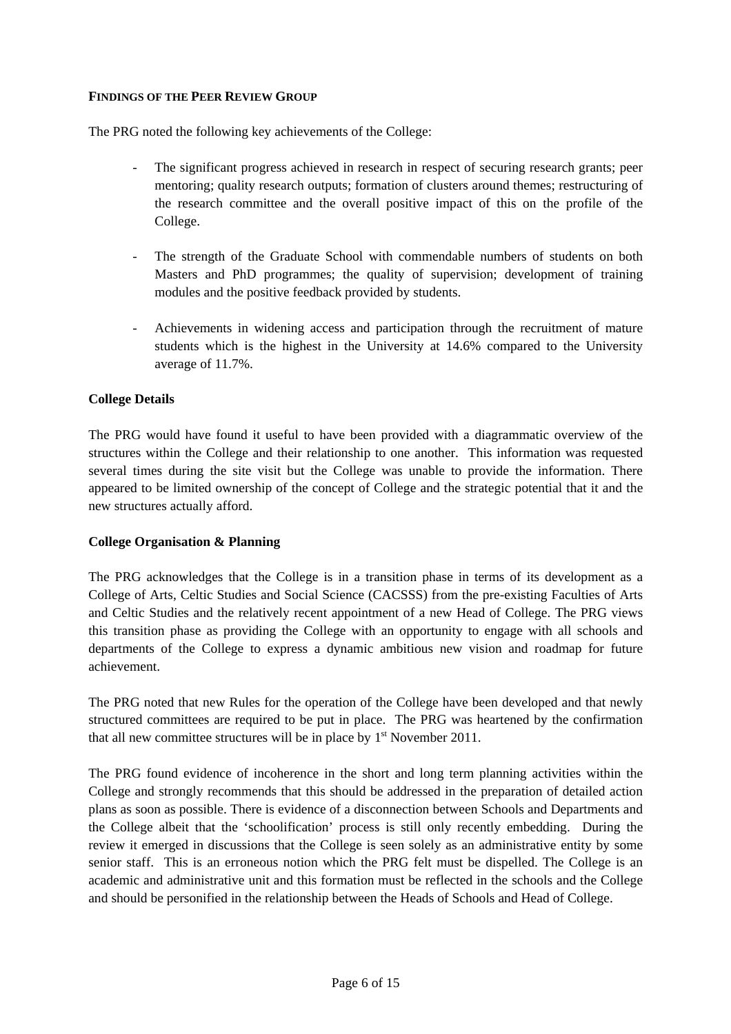**FINDINGS OF THE PEER REVIEW GROUP**

The PRG noted the following key achievements of the College:

- The significant progress achieved in research in respect of securing research grants; peer mentoring; quality research outputs; formation of clusters around themes; restructuring of the research committee and the overall positive impact of this on the profile of the College.

- The strength of the Graduate School with commendable numbers of students on both Masters and PhD programmes; the quality of supervision; development of training modules and the positive feedback provided by students.

- Achievements in widening access and participation through the recruitment of mature students which is the highest in the University at 14.6% compared to the University average of 11.7%.

**College Details**

The PRG would have found it useful to have been provided with a diagrammatic overview of the structures within the College and their relationship to one another. This information was requested several times during the site visit but the College was unable to provide the information. There appeared to be limited ownership of the concept of College and the strategic potential that it and the new structures actually afford.

**College Organisation & Planning**

The PRG acknowledges that the College is in a transition phase in terms of its development as a College of Arts, Celtic Studies and Social Science (CACSSS) from the pre-existing Faculties of Arts and Celtic Studies and the relatively recent appointment of a new Head of College. The PRG views this transition phase as providing the College with an opportunity to engage with all schools and departments of the College to express a dynamic ambitious new vision and roadmap for future achievement.

The PRG noted that new Rules for the operation of the College have been developed and that newly structured committees are required to be put in place. The PRG was heartened by the confirmation that all new committee structures will be in place by 1st November 2011.

The PRG found evidence of incoherence in the short and long term planning activities within the College and strongly recommends that this should be addressed in the preparation of detailed action plans as soon as possible. There is evidence of a disconnection between Schools and Departments and the College albeit that the 'schoolification' process is still only recently embedding. During the review it emerged in discussions that the College is seen solely as an administrative entity by some senior staff. This is an erroneous notion which the PRG felt must be dispelled. The College is an academic and administrative unit and this formation must be reflected in the schools and the College and should be personified in the relationship between the Heads of Schools and Head of College.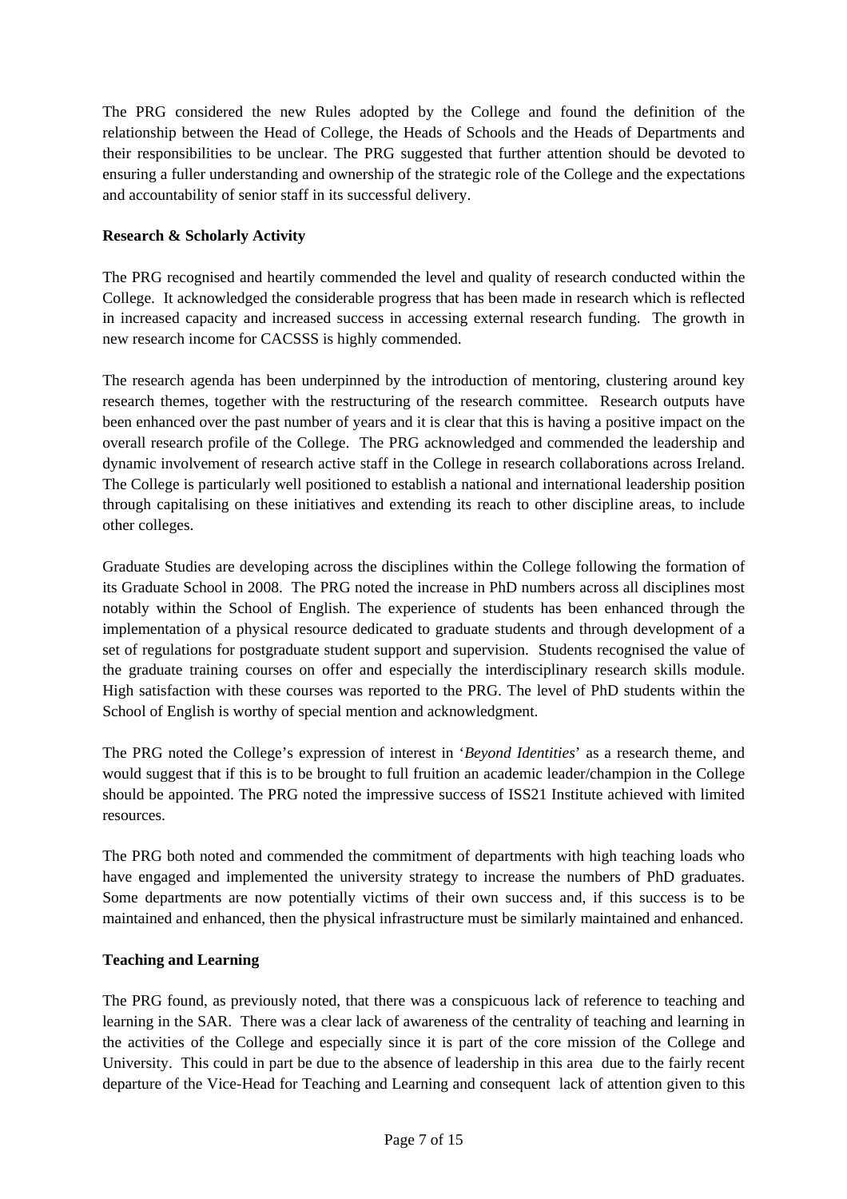The PRG considered the new Rules adopted by the College and found the definition of the relationship between the Head of College, the Heads of Schools and the Heads of Departments and their responsibilities to be unclear. The PRG suggested that further attention should be devoted to ensuring a fuller understanding and ownership of the strategic role of the College and the expectations and accountability of senior staff in its successful delivery.

**Research & Scholarly Activity**

The PRG recognised and heartily commended the level and quality of research conducted within the College. It acknowledged the considerable progress that has been made in research which is reflected in increased capacity and increased success in accessing external research funding. The growth in new research income for CACSSS is highly commended.

The research agenda has been underpinned by the introduction of mentoring, clustering around key research themes, together with the restructuring of the research committee. Research outputs have been enhanced over the past number of years and it is clear that this is having a positive impact on the overall research profile of the College. The PRG acknowledged and commended the leadership and dynamic involvement of research active staff in the College in research collaborations across Ireland. The College is particularly well positioned to establish a national and international leadership position through capitalising on these initiatives and extending its reach to other discipline areas, to include other colleges.

Graduate Studies are developing across the disciplines within the College following the formation of its Graduate School in 2008. The PRG noted the increase in PhD numbers across all disciplines most notably within the School of English. The experience of students has been enhanced through the implementation of a physical resource dedicated to graduate students and through development of a set of regulations for postgraduate student support and supervision. Students recognised the value of the graduate training courses on offer and especially the interdisciplinary research skills module. High satisfaction with these courses was reported to the PRG. The level of PhD students within the School of English is worthy of special mention and acknowledgment.

The PRG noted the College's expression of interest in '*Beyond Identities*' as a research theme, and would suggest that if this is to be brought to full fruition an academic leader/champion in the College should be appointed. The PRG noted the impressive success of ISS21 Institute achieved with limited resources.

The PRG both noted and commended the commitment of departments with high teaching loads who have engaged and implemented the university strategy to increase the numbers of PhD graduates. Some departments are now potentially victims of their own success and, if this success is to be maintained and enhanced, then the physical infrastructure must be similarly maintained and enhanced.

**Teaching and Learning**

The PRG found, as previously noted, that there was a conspicuous lack of reference to teaching and learning in the SAR. There was a clear lack of awareness of the centrality of teaching and learning in the activities of the College and especially since it is part of the core mission of the College and University. This could in part be due to the absence of leadership in this area due to the fairly recent departure of the Vice-Head for Teaching and Learning and consequent lack of attention given to this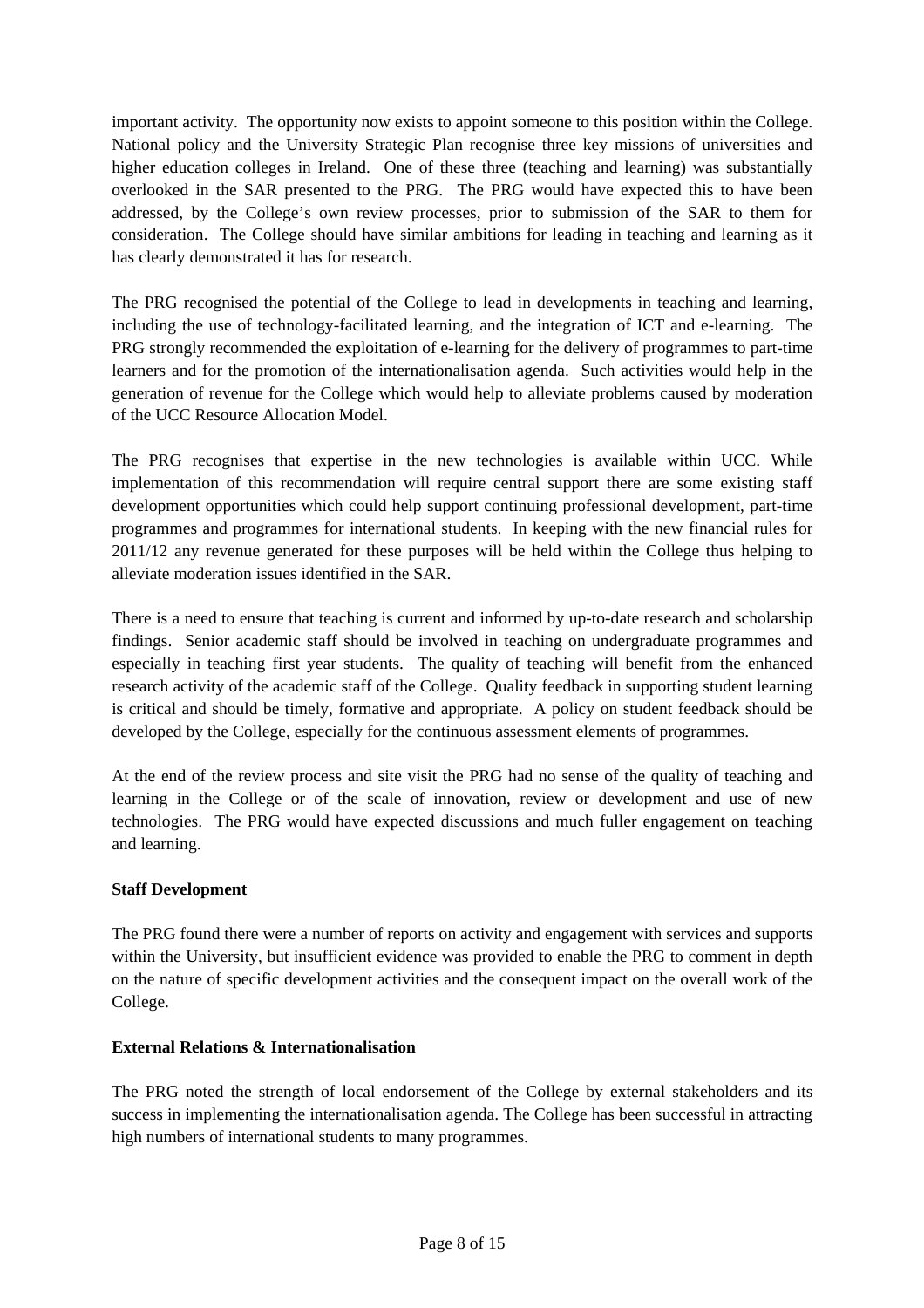important activity. The opportunity now exists to appoint someone to this position within the College. National policy and the University Strategic Plan recognise three key missions of universities and higher education colleges in Ireland. One of these three (teaching and learning) was substantially overlooked in the SAR presented to the PRG. The PRG would have expected this to have been addressed, by the College's own review processes, prior to submission of the SAR to them for consideration. The College should have similar ambitions for leading in teaching and learning as it has clearly demonstrated it has for research.

The PRG recognised the potential of the College to lead in developments in teaching and learning, including the use of technology-facilitated learning, and the integration of ICT and e-learning. The PRG strongly recommended the exploitation of e-learning for the delivery of programmes to part-time learners and for the promotion of the internationalisation agenda. Such activities would help in the generation of revenue for the College which would help to alleviate problems caused by moderation of the UCC Resource Allocation Model.

The PRG recognises that expertise in the new technologies is available within UCC. While implementation of this recommendation will require central support there are some existing staff development opportunities which could help support continuing professional development, part-time programmes and programmes for international students. In keeping with the new financial rules for 2011/12 any revenue generated for these purposes will be held within the College thus helping to alleviate moderation issues identified in the SAR.

There is a need to ensure that teaching is current and informed by up-to-date research and scholarship findings. Senior academic staff should be involved in teaching on undergraduate programmes and especially in teaching first year students. The quality of teaching will benefit from the enhanced research activity of the academic staff of the College. Quality feedback in supporting student learning is critical and should be timely, formative and appropriate. A policy on student feedback should be developed by the College, especially for the continuous assessment elements of programmes.

At the end of the review process and site visit the PRG had no sense of the quality of teaching and learning in the College or of the scale of innovation, review or development and use of new technologies. The PRG would have expected discussions and much fuller engagement on teaching and learning.

**Staff Development**

The PRG found there were a number of reports on activity and engagement with services and supports within the University, but insufficient evidence was provided to enable the PRG to comment in depth on the nature of specific development activities and the consequent impact on the overall work of the College.

**External Relations & Internationalisation**

The PRG noted the strength of local endorsement of the College by external stakeholders and its success in implementing the internationalisation agenda. The College has been successful in attracting high numbers of international students to many programmes.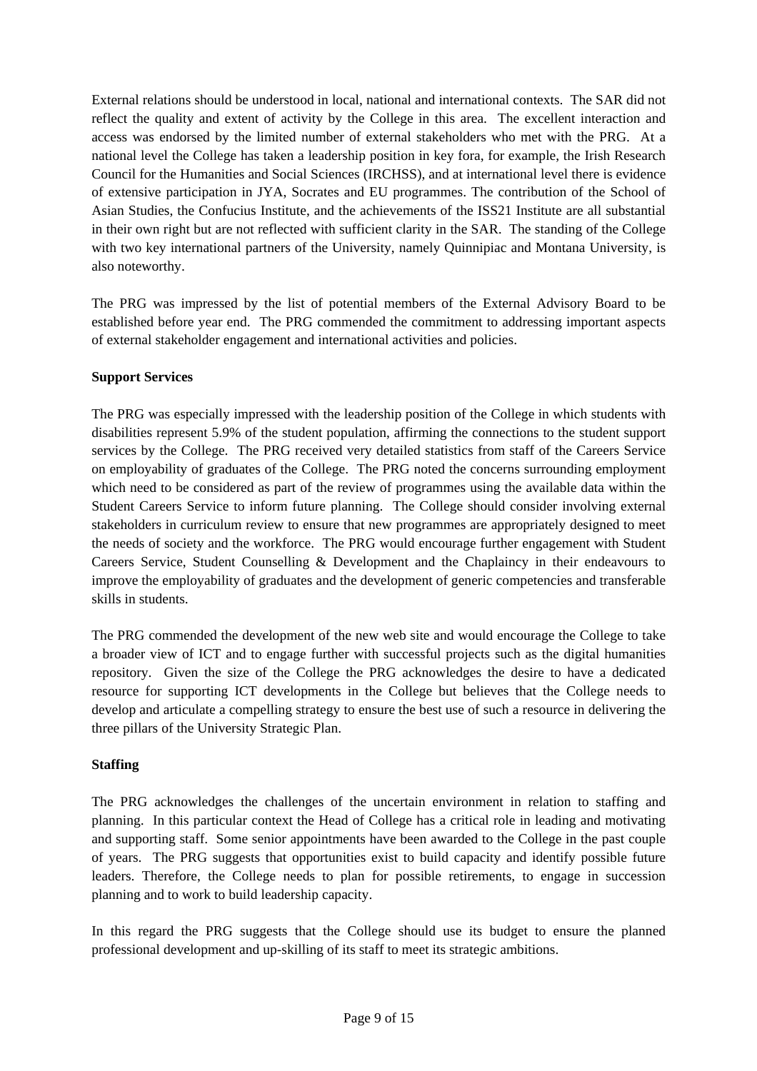External relations should be understood in local, national and international contexts. The SAR did not reflect the quality and extent of activity by the College in this area. The excellent interaction and access was endorsed by the limited number of external stakeholders who met with the PRG. At a national level the College has taken a leadership position in key fora, for example, the Irish Research Council for the Humanities and Social Sciences (IRCHSS), and at international level there is evidence of extensive participation in JYA, Socrates and EU programmes. The contribution of the School of Asian Studies, the Confucius Institute, and the achievements of the ISS21 Institute are all substantial in their own right but are not reflected with sufficient clarity in the SAR. The standing of the College with two key international partners of the University, namely Quinnipiac and Montana University, is also noteworthy.

The PRG was impressed by the list of potential members of the External Advisory Board to be established before year end. The PRG commended the commitment to addressing important aspects of external stakeholder engagement and international activities and policies.

**Support Services**

The PRG was especially impressed with the leadership position of the College in which students with disabilities represent 5.9% of the student population, affirming the connections to the student support services by the College. The PRG received very detailed statistics from staff of the Careers Service on employability of graduates of the College. The PRG noted the concerns surrounding employment which need to be considered as part of the review of programmes using the available data within the Student Careers Service to inform future planning. The College should consider involving external stakeholders in curriculum review to ensure that new programmes are appropriately designed to meet the needs of society and the workforce. The PRG would encourage further engagement with Student Careers Service, Student Counselling & Development and the Chaplaincy in their endeavours to improve the employability of graduates and the development of generic competencies and transferable skills in students.

The PRG commended the development of the new web site and would encourage the College to take a broader view of ICT and to engage further with successful projects such as the digital humanities repository. Given the size of the College the PRG acknowledges the desire to have a dedicated resource for supporting ICT developments in the College but believes that the College needs to develop and articulate a compelling strategy to ensure the best use of such a resource in delivering the three pillars of the University Strategic Plan.

**Staffing**

The PRG acknowledges the challenges of the uncertain environment in relation to staffing and planning. In this particular context the Head of College has a critical role in leading and motivating and supporting staff. Some senior appointments have been awarded to the College in the past couple of years. The PRG suggests that opportunities exist to build capacity and identify possible future leaders. Therefore, the College needs to plan for possible retirements, to engage in succession planning and to work to build leadership capacity.

In this regard the PRG suggests that the College should use its budget to ensure the planned professional development and up-skilling of its staff to meet its strategic ambitions.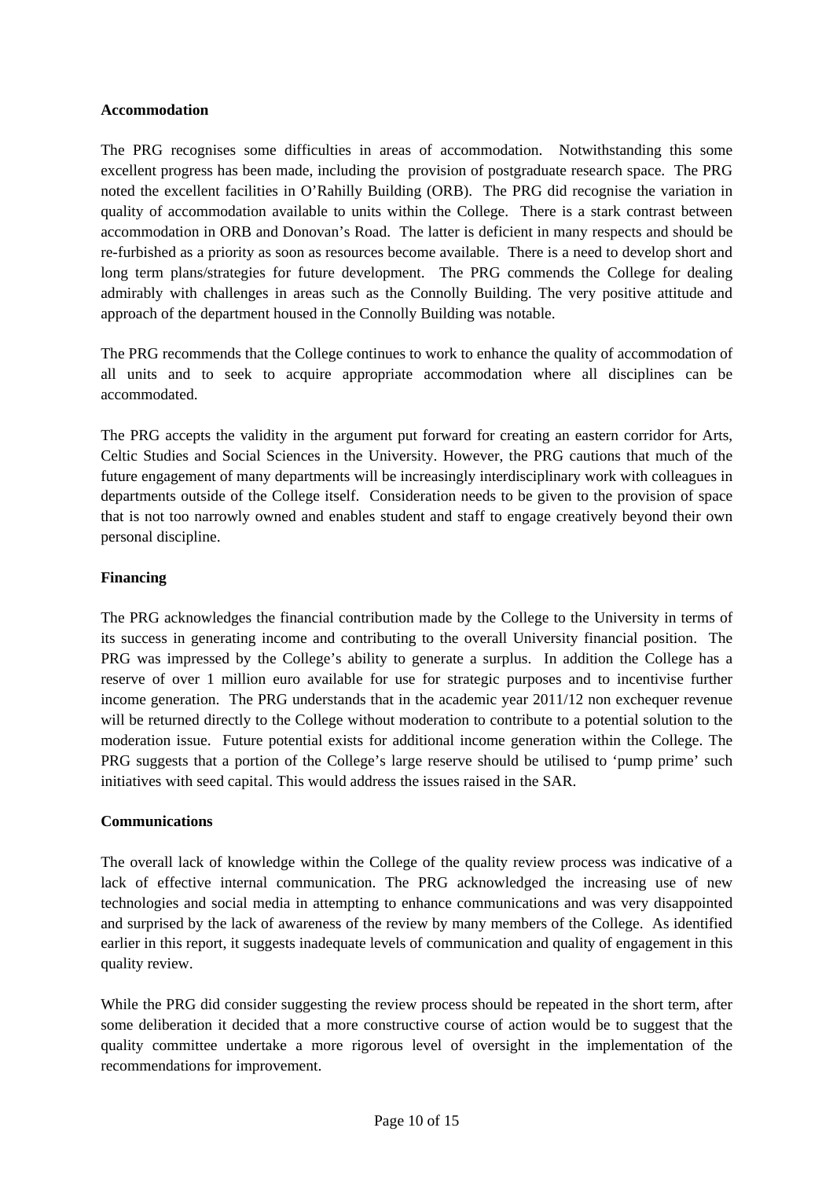**Accommodation**

The PRG recognises some difficulties in areas of accommodation. Notwithstanding this some excellent progress has been made, including the provision of postgraduate research space. The PRG noted the excellent facilities in O'Rahilly Building (ORB). The PRG did recognise the variation in quality of accommodation available to units within the College. There is a stark contrast between accommodation in ORB and Donovan's Road. The latter is deficient in many respects and should be re-furbished as a priority as soon as resources become available. There is a need to develop short and long term plans/strategies for future development. The PRG commends the College for dealing admirably with challenges in areas such as the Connolly Building. The very positive attitude and approach of the department housed in the Connolly Building was notable.

The PRG recommends that the College continues to work to enhance the quality of accommodation of all units and to seek to acquire appropriate accommodation where all disciplines can be accommodated.

The PRG accepts the validity in the argument put forward for creating an eastern corridor for Arts, Celtic Studies and Social Sciences in the University. However, the PRG cautions that much of the future engagement of many departments will be increasingly interdisciplinary work with colleagues in departments outside of the College itself. Consideration needs to be given to the provision of space that is not too narrowly owned and enables student and staff to engage creatively beyond their own personal discipline.

**Financing**

The PRG acknowledges the financial contribution made by the College to the University in terms of its success in generating income and contributing to the overall University financial position. The PRG was impressed by the College's ability to generate a surplus. In addition the College has a reserve of over 1 million euro available for use for strategic purposes and to incentivise further income generation. The PRG understands that in the academic year 2011/12 non exchequer revenue will be returned directly to the College without moderation to contribute to a potential solution to the moderation issue. Future potential exists for additional income generation within the College. The PRG suggests that a portion of the College's large reserve should be utilised to 'pump prime' such initiatives with seed capital. This would address the issues raised in the SAR.

**Communications**

The overall lack of knowledge within the College of the quality review process was indicative of a lack of effective internal communication. The PRG acknowledged the increasing use of new technologies and social media in attempting to enhance communications and was very disappointed and surprised by the lack of awareness of the review by many members of the College. As identified earlier in this report, it suggests inadequate levels of communication and quality of engagement in this quality review.

While the PRG did consider suggesting the review process should be repeated in the short term, after some deliberation it decided that a more constructive course of action would be to suggest that the quality committee undertake a more rigorous level of oversight in the implementation of the recommendations for improvement.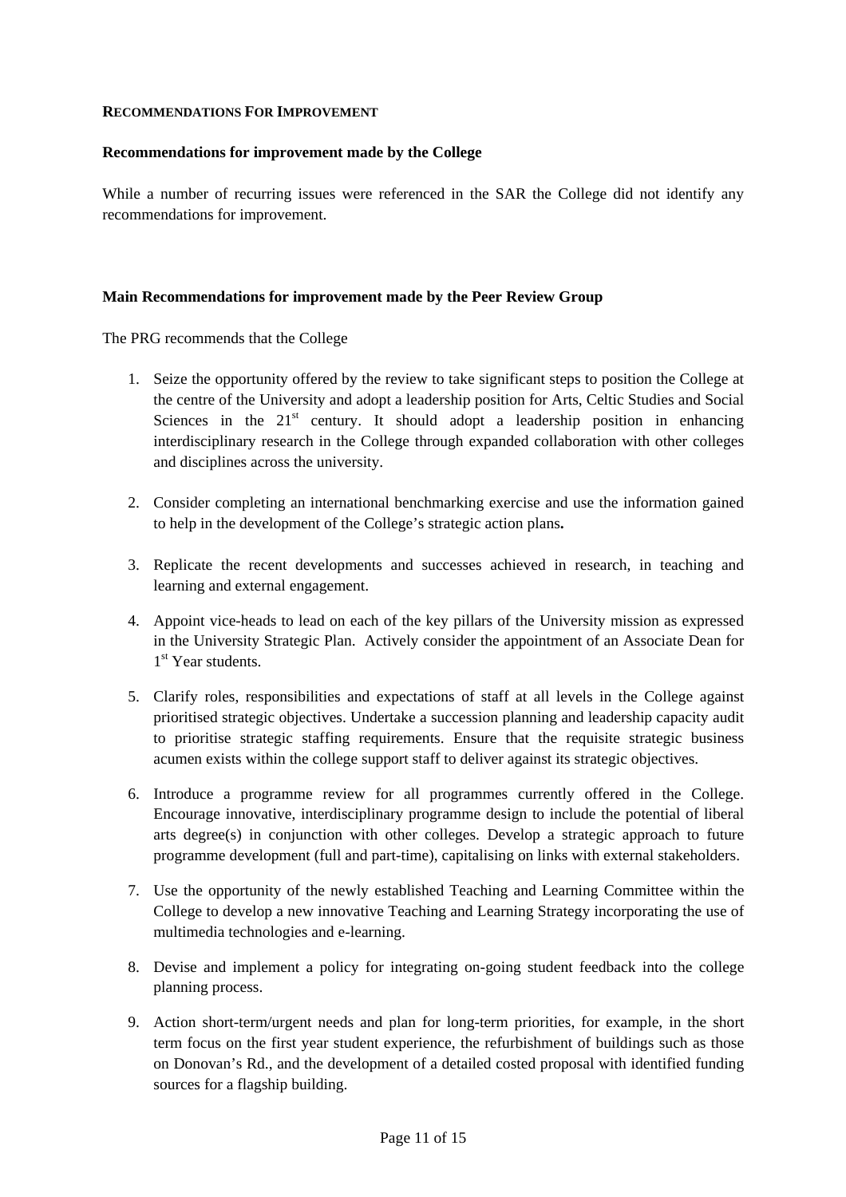## RECOMMENDATIONS FOR IMPROVEMENT

### Recommendations for improvement made by the College

While a number of recurring issues were referenced in the SAR the College did not identify any recommendations for improvement.

### Main Recommendations for improvement made by the Peer Review Group

The PRG recommends that the College

1. Seize the opportunity offered by the review to take significant steps to position the College at the centre of the University and adopt a leadership position for Arts, Celtic Studies and Social Sciences in the 21st century. It should adopt a leadership position in enhancing interdisciplinary research in the College through expanded collaboration with other colleges and disciplines across the university.

2. Consider completing an international benchmarking exercise and use the information gained to help in the development of the College's strategic action plans**.**

3. Replicate the recent developments and successes achieved in research, in teaching and learning and external engagement.

4. Appoint vice-heads to lead on each of the key pillars of the University mission as expressed in the University Strategic Plan. Actively consider the appointment of an Associate Dean for 1st Year students.

5. Clarify roles, responsibilities and expectations of staff at all levels in the College against prioritised strategic objectives. Undertake a succession planning and leadership capacity audit to prioritise strategic staffing requirements. Ensure that the requisite strategic business acumen exists within the college support staff to deliver against its strategic objectives.

6. Introduce a programme review for all programmes currently offered in the College. Encourage innovative, interdisciplinary programme design to include the potential of liberal arts degree(s) in conjunction with other colleges. Develop a strategic approach to future programme development (full and part-time), capitalising on links with external stakeholders.

7. Use the opportunity of the newly established Teaching and Learning Committee within the College to develop a new innovative Teaching and Learning Strategy incorporating the use of multimedia technologies and e-learning.

8. Devise and implement a policy for integrating on-going student feedback into the college planning process.

9. Action short-term/urgent needs and plan for long-term priorities, for example, in the short term focus on the first year student experience, the refurbishment of buildings such as those on Donovan's Rd., and the development of a detailed costed proposal with identified funding sources for a flagship building.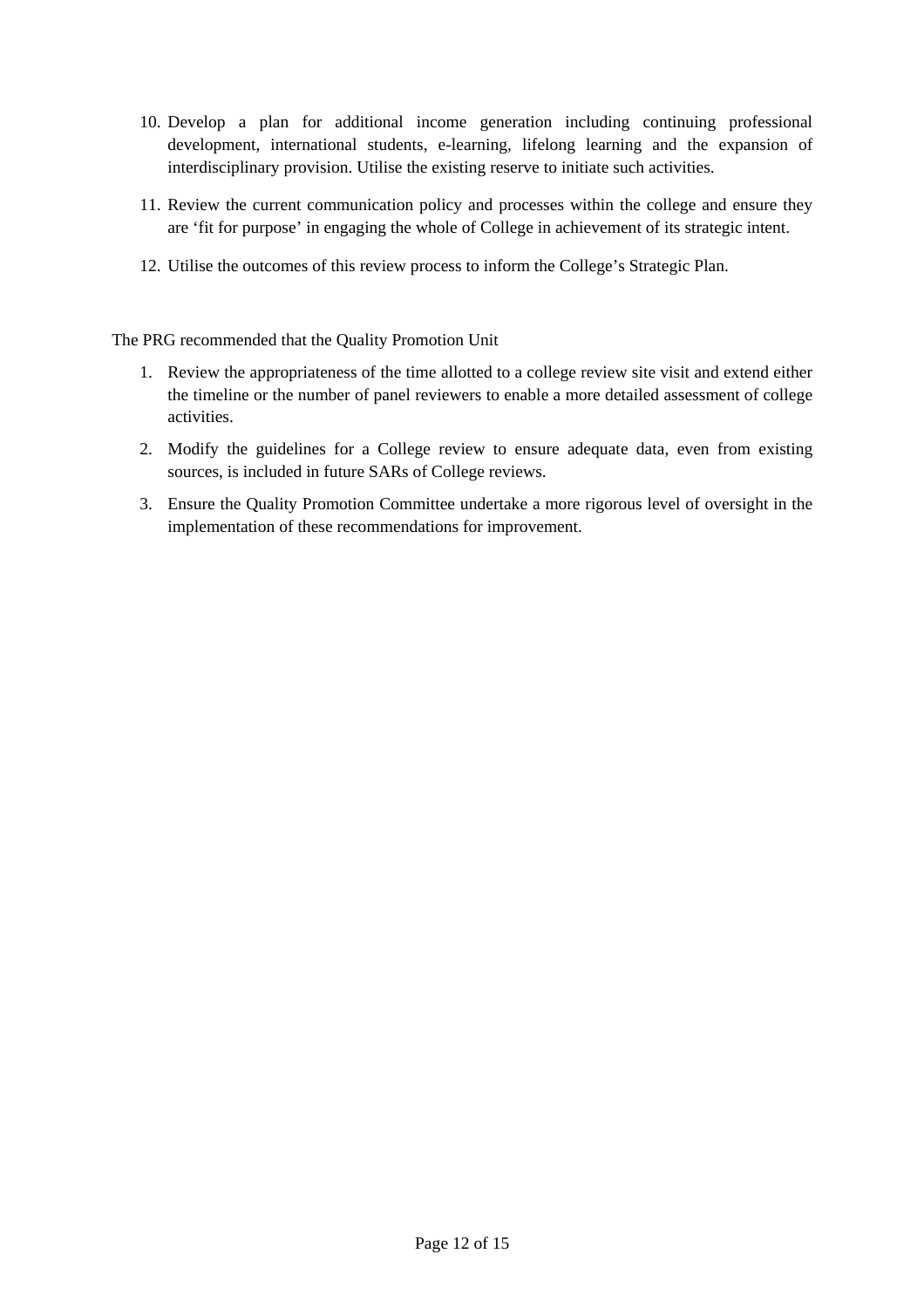10. Develop a plan for additional income generation including continuing professional development, international students, e-learning, lifelong learning and the expansion of interdisciplinary provision. Utilise the existing reserve to initiate such activities.

11. Review the current communication policy and processes within the college and ensure they are ‘fit for purpose’ in engaging the whole of College in achievement of its strategic intent.

12. Utilise the outcomes of this review process to inform the College’s Strategic Plan.

The PRG recommended that the Quality Promotion Unit

1. Review the appropriateness of the time allotted to a college review site visit and extend either the timeline or the number of panel reviewers to enable a more detailed assessment of college activities.

2. Modify the guidelines for a College review to ensure adequate data, even from existing sources, is included in future SARs of College reviews.

3. Ensure the Quality Promotion Committee undertake a more rigorous level of oversight in the implementation of these recommendations for improvement.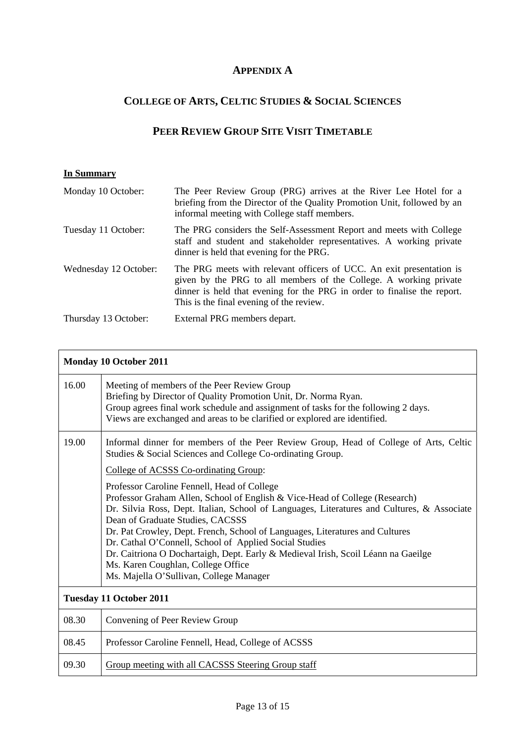# APPENDIX A

## COLLEGE OF ARTS, CELTIC STUDIES & SOCIAL SCIENCES

## PEER REVIEW GROUP SITE VISIT TIMETABLE

**In Summary**

| | |
|---|---|
| Monday 10 October: | The Peer Review Group (PRG) arrives at the River Lee Hotel for a briefing from the Director of the Quality Promotion Unit, followed by an informal meeting with College staff members. |
| Tuesday 11 October: | The PRG considers the Self-Assessment Report and meets with College staff and student and stakeholder representatives. A working private dinner is held that evening for the PRG. |
| Wednesday 12 October: | The PRG meets with relevant officers of UCC. An exit presentation is given by the PRG to all members of the College. A working private dinner is held that evening for the PRG in order to finalise the report. This is the final evening of the review. |
| Thursday 13 October: | External PRG members depart. |

| **Monday 10 October 2011** | |
|---|---|
| 16.00 | Meeting of members of the Peer Review Group<br>Briefing by Director of Quality Promotion Unit, Dr. Norma Ryan.<br>Group agrees final work schedule and assignment of tasks for the following 2 days.<br>Views are exchanged and areas to be clarified or explored are identified. |
| 19.00 | Informal dinner for members of the Peer Review Group, Head of College of Arts, Celtic Studies & Social Sciences and College Co-ordinating Group.<br><br>College of ACSSS Co-ordinating Group:<br><br>Professor Caroline Fennell, Head of College<br>Professor Graham Allen, School of English & Vice-Head of College (Research)<br>Dr. Silvia Ross, Dept. Italian, School of Languages, Literatures and Cultures, & Associate Dean of Graduate Studies, CACSSS<br>Dr. Pat Crowley, Dept. French, School of Languages, Literatures and Cultures<br>Dr. Cathal O'Connell, School of Applied Social Studies<br>Dr. Caitriona O Dochartaigh, Dept. Early & Medieval Irish, Scoil Léann na Gaeilge<br>Ms. Karen Coughlan, College Office<br>Ms. Majella O'Sullivan, College Manager |
| **Tuesday 11 October 2011** | |
| 08.30 | Convening of Peer Review Group |
| 08.45 | Professor Caroline Fennell, Head, College of ACSSS |
| 09.30 | Group meeting with all CACSSS Steering Group staff |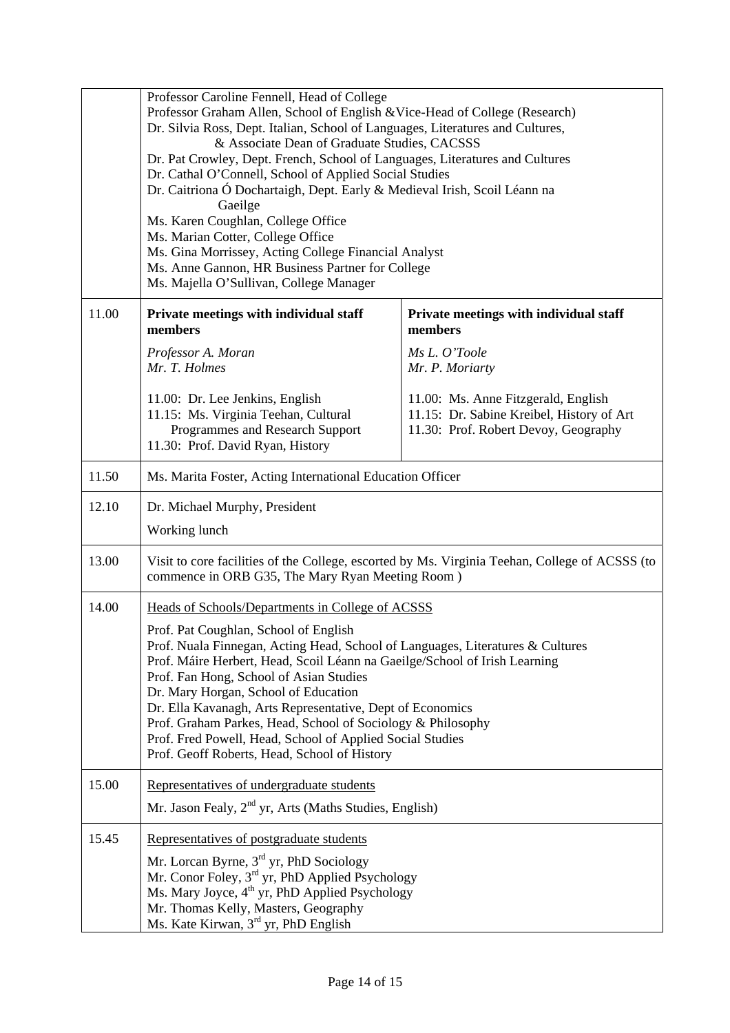| | | |
|---|---|---|
| | Professor Caroline Fennell, Head of College<br>Professor Graham Allen, School of English &Vice-Head of College (Research)<br>Dr. Silvia Ross, Dept. Italian, School of Languages, Literatures and Cultures, & Associate Dean of Graduate Studies, CACSSS<br>Dr. Pat Crowley, Dept. French, School of Languages, Literatures and Cultures<br>Dr. Cathal O'Connell, School of Applied Social Studies<br>Dr. Caitriona Ó Dochartaigh, Dept. Early & Medieval Irish, Scoil Léann na Gaeilge<br>Ms. Karen Coughlan, College Office<br>Ms. Marian Cotter, College Office<br>Ms. Gina Morrissey, Acting College Financial Analyst<br>Ms. Anne Gannon, HR Business Partner for College<br>Ms. Majella O'Sullivan, College Manager | |
| 11.00 | **Private meetings with individual staff members**<br>*Professor A. Moran*<br>*Mr. T. Holmes*<br><br>11.00: Dr. Lee Jenkins, English<br>11.15: Ms. Virginia Teehan, Cultural Programmes and Research Support<br>11.30: Prof. David Ryan, History | **Private meetings with individual staff members**<br>*Ms L. O'Toole*<br>*Mr. P. Moriarty*<br><br>11.00: Ms. Anne Fitzgerald, English<br>11.15: Dr. Sabine Kreibel, History of Art<br>11.30: Prof. Robert Devoy, Geography |
| 11.50 | Ms. Marita Foster, Acting International Education Officer | |
| 12.10 | Dr. Michael Murphy, President<br>Working lunch | |
| 13.00 | Visit to core facilities of the College, escorted by Ms. Virginia Teehan, College of ACSSS (to commence in ORB G35, The Mary Ryan Meeting Room ) | |
| 14.00 | Heads of Schools/Departments in College of ACSSS<br>Prof. Pat Coughlan, School of English<br>Prof. Nuala Finnegan, Acting Head, School of Languages, Literatures & Cultures<br>Prof. Máire Herbert, Head, Scoil Léann na Gaeilge/School of Irish Learning<br>Prof. Fan Hong, School of Asian Studies<br>Dr. Mary Horgan, School of Education<br>Dr. Ella Kavanagh, Arts Representative, Dept of Economics<br>Prof. Graham Parkes, Head, School of Sociology & Philosophy<br>Prof. Fred Powell, Head, School of Applied Social Studies<br>Prof. Geoff Roberts, Head, School of History | |
| 15.00 | Representatives of undergraduate students<br>Mr. Jason Fealy, 2nd yr, Arts (Maths Studies, English) | |
| 15.45 | Representatives of postgraduate students<br>Mr. Lorcan Byrne, 3rd yr, PhD Sociology<br>Mr. Conor Foley, 3rd yr, PhD Applied Psychology<br>Ms. Mary Joyce, 4th yr, PhD Applied Psychology<br>Mr. Thomas Kelly, Masters, Geography<br>Ms. Kate Kirwan, 3rd yr, PhD English | |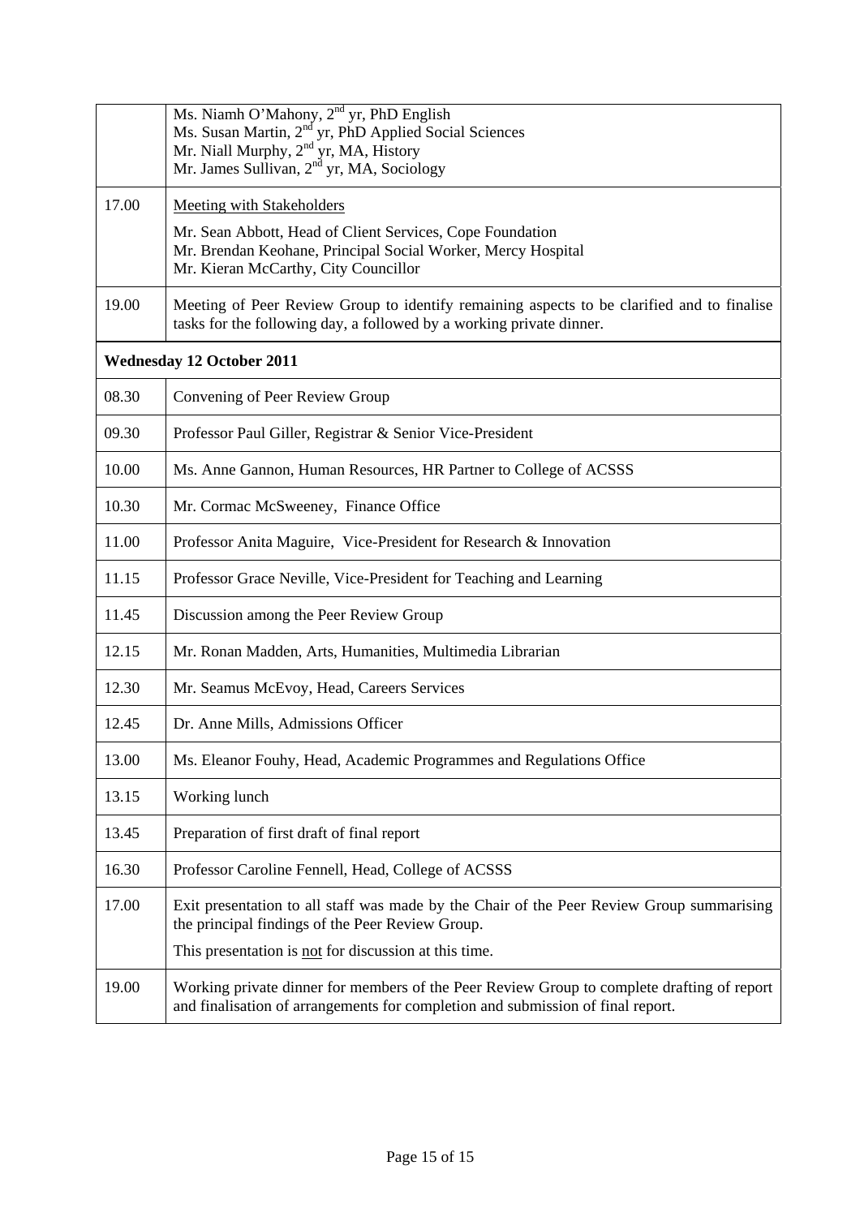| | |
|---|---|
| | Ms. Niamh O'Mahony, 2nd yr, PhD English<br>Ms. Susan Martin, 2nd yr, PhD Applied Social Sciences<br>Mr. Niall Murphy, 2nd yr, MA, History<br>Mr. James Sullivan, 2nd yr, MA, Sociology |
| 17.00 | Meeting with Stakeholders<br><br>Mr. Sean Abbott, Head of Client Services, Cope Foundation<br>Mr. Brendan Keohane, Principal Social Worker, Mercy Hospital<br>Mr. Kieran McCarthy, City Councillor |
| 19.00 | Meeting of Peer Review Group to identify remaining aspects to be clarified and to finalise tasks for the following day, a followed by a working private dinner. |
| **Wednesday 12 October 2011** | |
| 08.30 | Convening of Peer Review Group |
| 09.30 | Professor Paul Giller, Registrar & Senior Vice-President |
| 10.00 | Ms. Anne Gannon, Human Resources, HR Partner to College of ACSSS |
| 10.30 | Mr. Cormac McSweeney, Finance Office |
| 11.00 | Professor Anita Maguire, Vice-President for Research & Innovation |
| 11.15 | Professor Grace Neville, Vice-President for Teaching and Learning |
| 11.45 | Discussion among the Peer Review Group |
| 12.15 | Mr. Ronan Madden, Arts, Humanities, Multimedia Librarian |
| 12.30 | Mr. Seamus McEvoy, Head, Careers Services |
| 12.45 | Dr. Anne Mills, Admissions Officer |
| 13.00 | Ms. Eleanor Fouhy, Head, Academic Programmes and Regulations Office |
| 13.15 | Working lunch |
| 13.45 | Preparation of first draft of final report |
| 16.30 | Professor Caroline Fennell, Head, College of ACSSS |
| 17.00 | Exit presentation to all staff was made by the Chair of the Peer Review Group summarising the principal findings of the Peer Review Group.<br><br>This presentation is not for discussion at this time. |
| 19.00 | Working private dinner for members of the Peer Review Group to complete drafting of report and finalisation of arrangements for completion and submission of final report. |